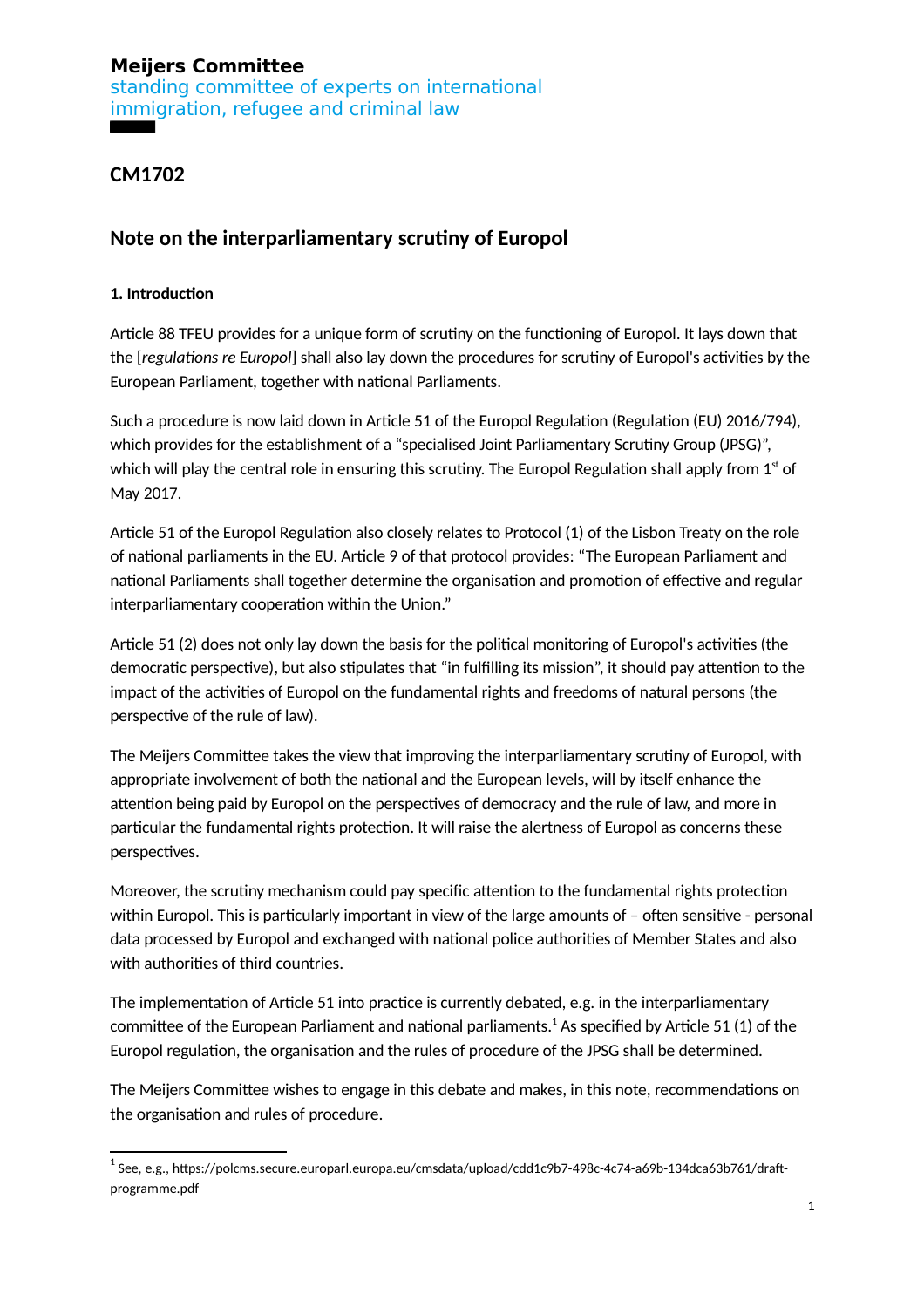**Meijers Committee**
standing committee of experts on international immigration, refugee and criminal law

## CM1702

# Note on the interparliamentary scrutiny of Europol

### 1. Introduction

Article 88 TFEU provides for a unique form of scrutiny on the functioning of Europol. It lays down that the [*regulations re Europol*] shall also lay down the procedures for scrutiny of Europol's activities by the European Parliament, together with national Parliaments.

Such a procedure is now laid down in Article 51 of the Europol Regulation (Regulation (EU) 2016/794), which provides for the establishment of a "specialised Joint Parliamentary Scrutiny Group (JPSG)", which will play the central role in ensuring this scrutiny. The Europol Regulation shall apply from 1st of May 2017.

Article 51 of the Europol Regulation also closely relates to Protocol (1) of the Lisbon Treaty on the role of national parliaments in the EU. Article 9 of that protocol provides: "The European Parliament and national Parliaments shall together determine the organisation and promotion of effective and regular interparliamentary cooperation within the Union."

Article 51 (2) does not only lay down the basis for the political monitoring of Europol's activities (the democratic perspective), but also stipulates that "in fulfilling its mission", it should pay attention to the impact of the activities of Europol on the fundamental rights and freedoms of natural persons (the perspective of the rule of law).

The Meijers Committee takes the view that improving the interparliamentary scrutiny of Europol, with appropriate involvement of both the national and the European levels, will by itself enhance the attention being paid by Europol on the perspectives of democracy and the rule of law, and more in particular the fundamental rights protection. It will raise the alertness of Europol as concerns these perspectives.

Moreover, the scrutiny mechanism could pay specific attention to the fundamental rights protection within Europol. This is particularly important in view of the large amounts of – often sensitive - personal data processed by Europol and exchanged with national police authorities of Member States and also with authorities of third countries.

The implementation of Article 51 into practice is currently debated, e.g. in the interparliamentary committee of the European Parliament and national parliaments.[1] As specified by Article 51 (1) of the Europol regulation, the organisation and the rules of procedure of the JPSG shall be determined.

The Meijers Committee wishes to engage in this debate and makes, in this note, recommendations on the organisation and rules of procedure.

[1] See, e.g., https://polcms.secure.europarl.europa.eu/cmsdata/upload/cdd1c9b7-498c-4c74-a69b-134dca63b761/draft-programme.pdf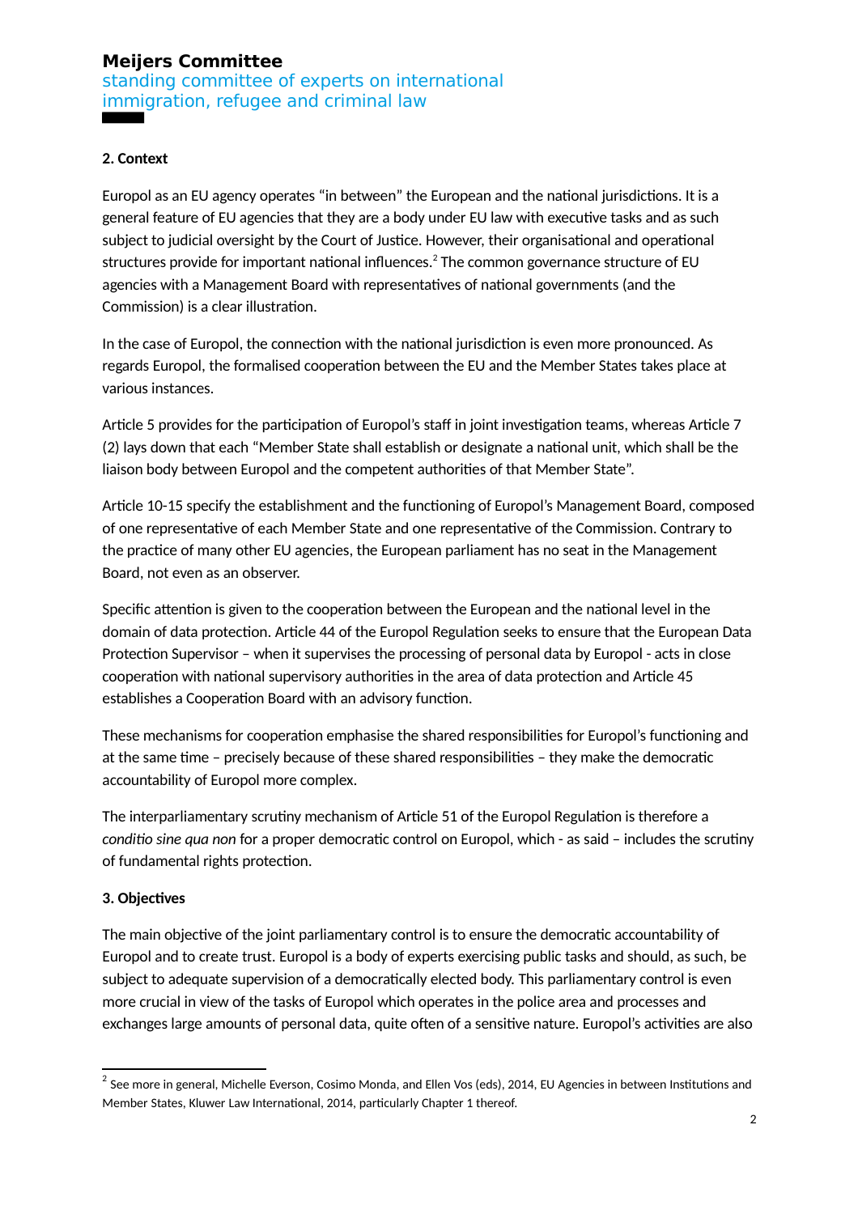## 2. Context

Europol as an EU agency operates "in between" the European and the national jurisdictions. It is a general feature of EU agencies that they are a body under EU law with executive tasks and as such subject to judicial oversight by the Court of Justice. However, their organisational and operational structures provide for important national influences.[2] The common governance structure of EU agencies with a Management Board with representatives of national governments (and the Commission) is a clear illustration.

In the case of Europol, the connection with the national jurisdiction is even more pronounced. As regards Europol, the formalised cooperation between the EU and the Member States takes place at various instances.

Article 5 provides for the participation of Europol's staff in joint investigation teams, whereas Article 7 (2) lays down that each "Member State shall establish or designate a national unit, which shall be the liaison body between Europol and the competent authorities of that Member State".

Article 10-15 specify the establishment and the functioning of Europol's Management Board, composed of one representative of each Member State and one representative of the Commission. Contrary to the practice of many other EU agencies, the European parliament has no seat in the Management Board, not even as an observer.

Specific attention is given to the cooperation between the European and the national level in the domain of data protection. Article 44 of the Europol Regulation seeks to ensure that the European Data Protection Supervisor – when it supervises the processing of personal data by Europol - acts in close cooperation with national supervisory authorities in the area of data protection and Article 45 establishes a Cooperation Board with an advisory function.

These mechanisms for cooperation emphasise the shared responsibilities for Europol's functioning and at the same time – precisely because of these shared responsibilities – they make the democratic accountability of Europol more complex.

The interparliamentary scrutiny mechanism of Article 51 of the Europol Regulation is therefore a *conditio sine qua non* for a proper democratic control on Europol, which - as said – includes the scrutiny of fundamental rights protection.

## 3. Objectives

The main objective of the joint parliamentary control is to ensure the democratic accountability of Europol and to create trust. Europol is a body of experts exercising public tasks and should, as such, be subject to adequate supervision of a democratically elected body. This parliamentary control is even more crucial in view of the tasks of Europol which operates in the police area and processes and exchanges large amounts of personal data, quite often of a sensitive nature. Europol's activities are also

[2] See more in general, Michelle Everson, Cosimo Monda, and Ellen Vos (eds), 2014, EU Agencies in between Institutions and Member States, Kluwer Law International, 2014, particularly Chapter 1 thereof.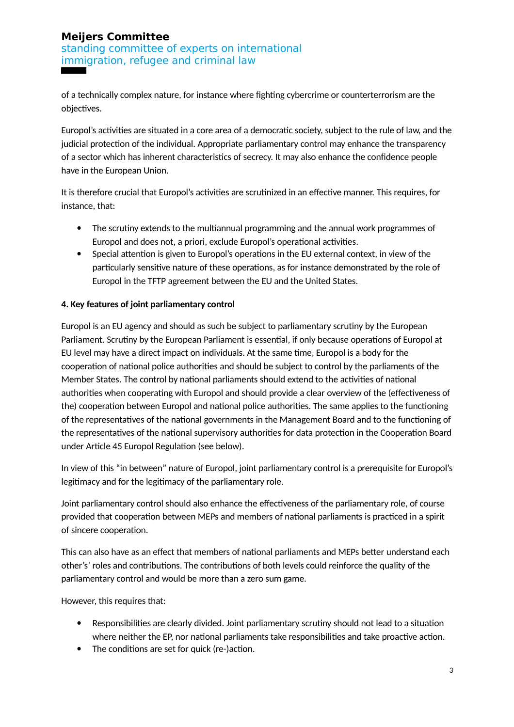of a technically complex nature, for instance where fighting cybercrime or counterterrorism are the objectives.

Europol's activities are situated in a core area of a democratic society, subject to the rule of law, and the judicial protection of the individual. Appropriate parliamentary control may enhance the transparency of a sector which has inherent characteristics of secrecy. It may also enhance the confidence people have in the European Union.

It is therefore crucial that Europol's activities are scrutinized in an effective manner. This requires, for instance, that:

- The scrutiny extends to the multiannual programming and the annual work programmes of Europol and does not, a priori, exclude Europol's operational activities.
- Special attention is given to Europol's operations in the EU external context, in view of the particularly sensitive nature of these operations, as for instance demonstrated by the role of Europol in the TFTP agreement between the EU and the United States.

**4. Key features of joint parliamentary control**

Europol is an EU agency and should as such be subject to parliamentary scrutiny by the European Parliament. Scrutiny by the European Parliament is essential, if only because operations of Europol at EU level may have a direct impact on individuals. At the same time, Europol is a body for the cooperation of national police authorities and should be subject to control by the parliaments of the Member States. The control by national parliaments should extend to the activities of national authorities when cooperating with Europol and should provide a clear overview of the (effectiveness of the) cooperation between Europol and national police authorities. The same applies to the functioning of the representatives of the national governments in the Management Board and to the functioning of the representatives of the national supervisory authorities for data protection in the Cooperation Board under Article 45 Europol Regulation (see below).

In view of this "in between" nature of Europol, joint parliamentary control is a prerequisite for Europol's legitimacy and for the legitimacy of the parliamentary role.

Joint parliamentary control should also enhance the effectiveness of the parliamentary role, of course provided that cooperation between MEPs and members of national parliaments is practiced in a spirit of sincere cooperation.

This can also have as an effect that members of national parliaments and MEPs better understand each other's' roles and contributions. The contributions of both levels could reinforce the quality of the parliamentary control and would be more than a zero sum game.

However, this requires that:

- Responsibilities are clearly divided. Joint parliamentary scrutiny should not lead to a situation where neither the EP, nor national parliaments take responsibilities and take proactive action.
- The conditions are set for quick (re-)action.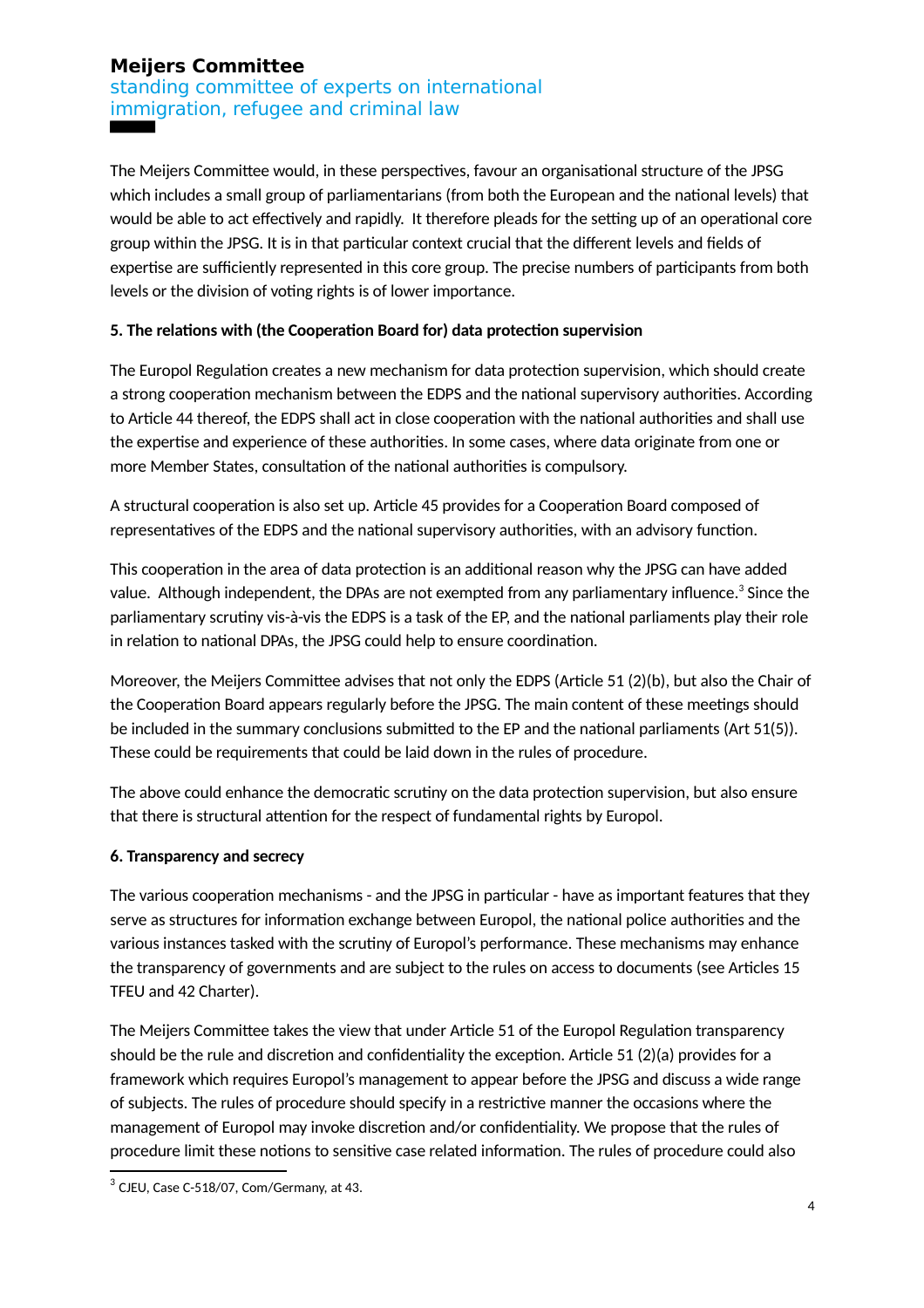The Meijers Committee would, in these perspectives, favour an organisational structure of the JPSG which includes a small group of parliamentarians (from both the European and the national levels) that would be able to act effectively and rapidly. It therefore pleads for the setting up of an operational core group within the JPSG. It is in that particular context crucial that the different levels and fields of expertise are sufficiently represented in this core group. The precise numbers of participants from both levels or the division of voting rights is of lower importance.

**5. The relations with (the Cooperation Board for) data protection supervision**

The Europol Regulation creates a new mechanism for data protection supervision, which should create a strong cooperation mechanism between the EDPS and the national supervisory authorities. According to Article 44 thereof, the EDPS shall act in close cooperation with the national authorities and shall use the expertise and experience of these authorities. In some cases, where data originate from one or more Member States, consultation of the national authorities is compulsory.

A structural cooperation is also set up. Article 45 provides for a Cooperation Board composed of representatives of the EDPS and the national supervisory authorities, with an advisory function.

This cooperation in the area of data protection is an additional reason why the JPSG can have added value. Although independent, the DPAs are not exempted from any parliamentary influence.[3] Since the parliamentary scrutiny vis-à-vis the EDPS is a task of the EP, and the national parliaments play their role in relation to national DPAs, the JPSG could help to ensure coordination.

Moreover, the Meijers Committee advises that not only the EDPS (Article 51 (2)(b), but also the Chair of the Cooperation Board appears regularly before the JPSG. The main content of these meetings should be included in the summary conclusions submitted to the EP and the national parliaments (Art 51(5)). These could be requirements that could be laid down in the rules of procedure.

The above could enhance the democratic scrutiny on the data protection supervision, but also ensure that there is structural attention for the respect of fundamental rights by Europol.

**6. Transparency and secrecy**

The various cooperation mechanisms - and the JPSG in particular - have as important features that they serve as structures for information exchange between Europol, the national police authorities and the various instances tasked with the scrutiny of Europol's performance. These mechanisms may enhance the transparency of governments and are subject to the rules on access to documents (see Articles 15 TFEU and 42 Charter).

The Meijers Committee takes the view that under Article 51 of the Europol Regulation transparency should be the rule and discretion and confidentiality the exception. Article 51 (2)(a) provides for a framework which requires Europol's management to appear before the JPSG and discuss a wide range of subjects. The rules of procedure should specify in a restrictive manner the occasions where the management of Europol may invoke discretion and/or confidentiality. We propose that the rules of procedure limit these notions to sensitive case related information. The rules of procedure could also

[3] CJEU, Case C-518/07, Com/Germany, at 43.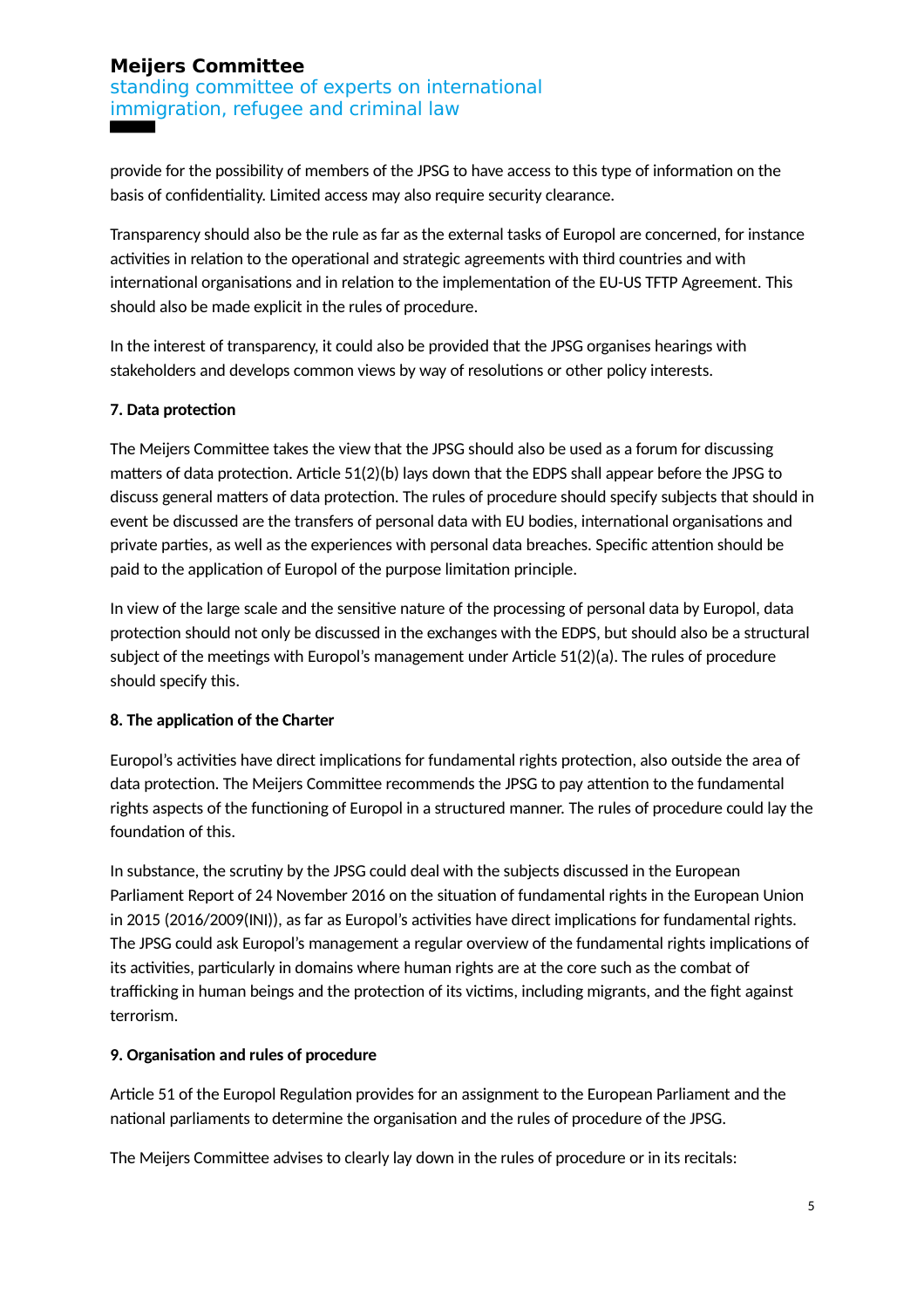provide for the possibility of members of the JPSG to have access to this type of information on the basis of confidentiality. Limited access may also require security clearance.

Transparency should also be the rule as far as the external tasks of Europol are concerned, for instance activities in relation to the operational and strategic agreements with third countries and with international organisations and in relation to the implementation of the EU-US TFTP Agreement. This should also be made explicit in the rules of procedure.

In the interest of transparency, it could also be provided that the JPSG organises hearings with stakeholders and develops common views by way of resolutions or other policy interests.

**7. Data protection**

The Meijers Committee takes the view that the JPSG should also be used as a forum for discussing matters of data protection. Article 51(2)(b) lays down that the EDPS shall appear before the JPSG to discuss general matters of data protection. The rules of procedure should specify subjects that should in event be discussed are the transfers of personal data with EU bodies, international organisations and private parties, as well as the experiences with personal data breaches. Specific attention should be paid to the application of Europol of the purpose limitation principle.

In view of the large scale and the sensitive nature of the processing of personal data by Europol, data protection should not only be discussed in the exchanges with the EDPS, but should also be a structural subject of the meetings with Europol's management under Article 51(2)(a). The rules of procedure should specify this.

**8. The application of the Charter**

Europol's activities have direct implications for fundamental rights protection, also outside the area of data protection. The Meijers Committee recommends the JPSG to pay attention to the fundamental rights aspects of the functioning of Europol in a structured manner. The rules of procedure could lay the foundation of this.

In substance, the scrutiny by the JPSG could deal with the subjects discussed in the European Parliament Report of 24 November 2016 on the situation of fundamental rights in the European Union in 2015 (2016/2009(INI)), as far as Europol's activities have direct implications for fundamental rights. The JPSG could ask Europol's management a regular overview of the fundamental rights implications of its activities, particularly in domains where human rights are at the core such as the combat of trafficking in human beings and the protection of its victims, including migrants, and the fight against terrorism.

**9. Organisation and rules of procedure**

Article 51 of the Europol Regulation provides for an assignment to the European Parliament and the national parliaments to determine the organisation and the rules of procedure of the JPSG.

The Meijers Committee advises to clearly lay down in the rules of procedure or in its recitals: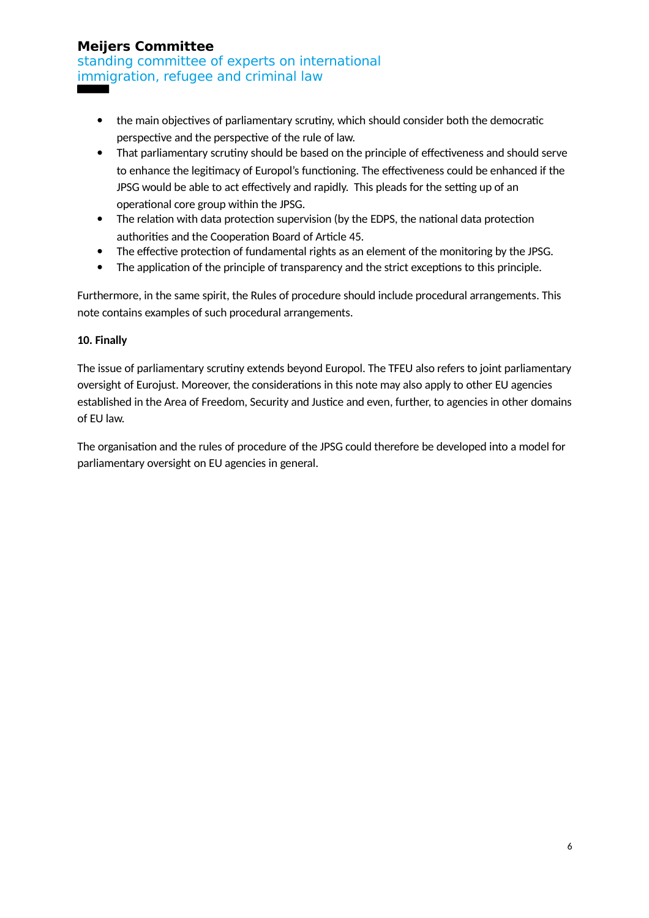- the main objectives of parliamentary scrutiny, which should consider both the democratic perspective and the perspective of the rule of law.
- That parliamentary scrutiny should be based on the principle of effectiveness and should serve to enhance the legitimacy of Europol's functioning. The effectiveness could be enhanced if the JPSG would be able to act effectively and rapidly. This pleads for the setting up of an operational core group within the JPSG.
- The relation with data protection supervision (by the EDPS, the national data protection authorities and the Cooperation Board of Article 45.
- The effective protection of fundamental rights as an element of the monitoring by the JPSG.
- The application of the principle of transparency and the strict exceptions to this principle.

Furthermore, in the same spirit, the Rules of procedure should include procedural arrangements. This note contains examples of such procedural arrangements.

**10. Finally**

The issue of parliamentary scrutiny extends beyond Europol. The TFEU also refers to joint parliamentary oversight of Eurojust. Moreover, the considerations in this note may also apply to other EU agencies established in the Area of Freedom, Security and Justice and even, further, to agencies in other domains of EU law.

The organisation and the rules of procedure of the JPSG could therefore be developed into a model for parliamentary oversight on EU agencies in general.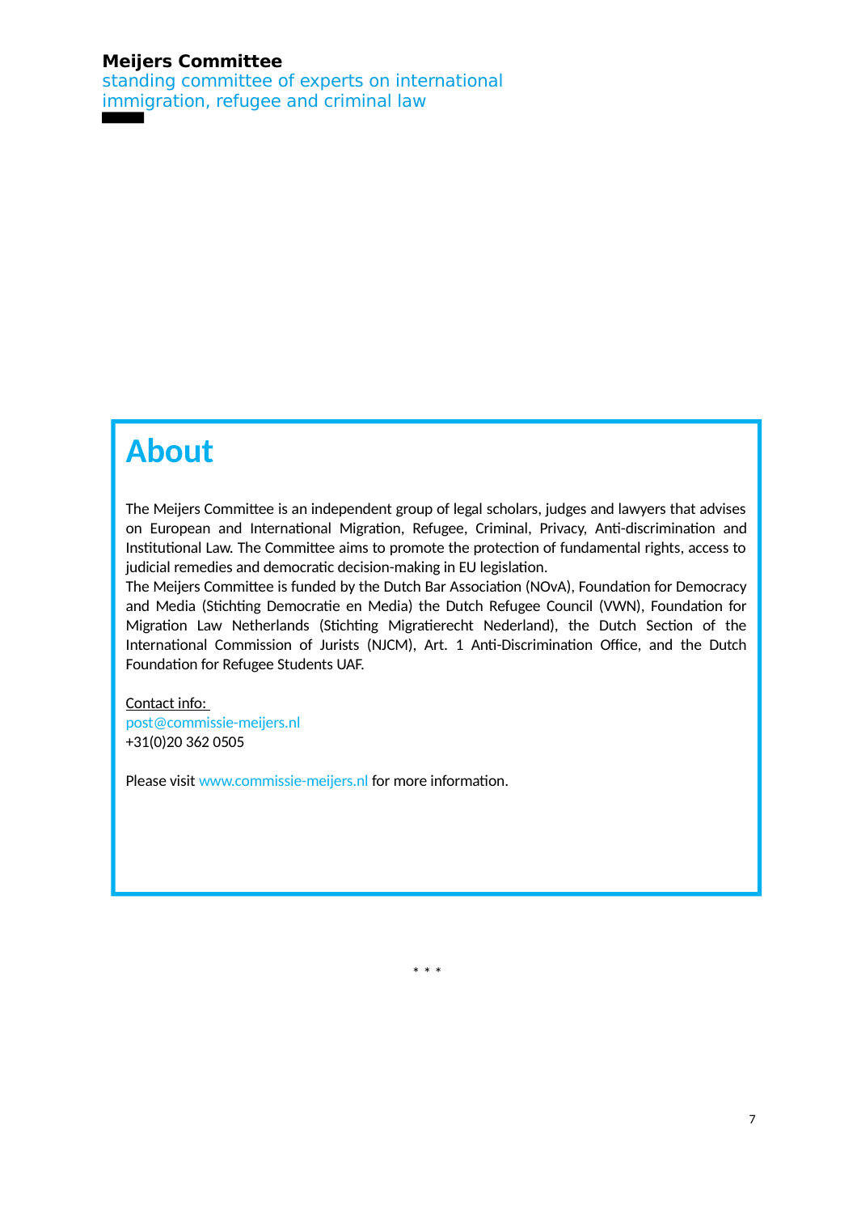**Meijers Committee**
standing committee of experts on international immigration, refugee and criminal law

# About

The Meijers Committee is an independent group of legal scholars, judges and lawyers that advises on European and International Migration, Refugee, Criminal, Privacy, Anti-discrimination and Institutional Law. The Committee aims to promote the protection of fundamental rights, access to judicial remedies and democratic decision-making in EU legislation.
The Meijers Committee is funded by the Dutch Bar Association (NOvA), Foundation for Democracy and Media (Stichting Democratie en Media) the Dutch Refugee Council (VWN), Foundation for Migration Law Netherlands (Stichting Migratierecht Nederland), the Dutch Section of the International Commission of Jurists (NJCM), Art. 1 Anti-Discrimination Office, and the Dutch Foundation for Refugee Students UAF.

Contact info:
post@commissie-meijers.nl
+31(0)20 362 0505

Please visit www.commissie-meijers.nl for more information.

\* \* \*